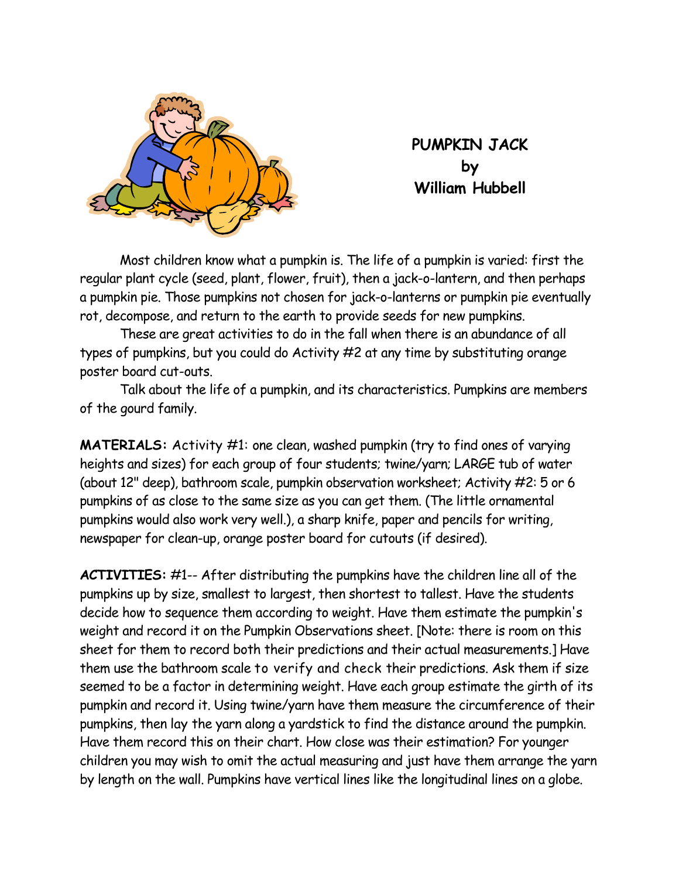# PUMPKIN JACK
by
William Hubbell

Most children know what a pumpkin is. The life of a pumpkin is varied: first the regular plant cycle (seed, plant, flower, fruit), then a jack-o-lantern, and then perhaps a pumpkin pie. Those pumpkins not chosen for jack-o-lanterns or pumpkin pie eventually rot, decompose, and return to the earth to provide seeds for new pumpkins.

These are great activities to do in the fall when there is an abundance of all types of pumpkins, but you could do Activity #2 at any time by substituting orange poster board cut-outs.

Talk about the life of a pumpkin, and its characteristics. Pumpkins are members of the gourd family.

**MATERIALS:** Activity #1: one clean, washed pumpkin (try to find ones of varying heights and sizes) for each group of four students; twine/yarn; LARGE tub of water (about 12" deep), bathroom scale, pumpkin observation worksheet; Activity #2: 5 or 6 pumpkins of as close to the same size as you can get them. (The little ornamental pumpkins would also work very well.), a sharp knife, paper and pencils for writing, newspaper for clean-up, orange poster board for cutouts (if desired).

**ACTIVITIES:** #1-- After distributing the pumpkins have the children line all of the pumpkins up by size, smallest to largest, then shortest to tallest. Have the students decide how to sequence them according to weight. Have them estimate the pumpkin's weight and record it on the Pumpkin Observations sheet. [Note: there is room on this sheet for them to record both their predictions and their actual measurements.] Have them use the bathroom scale to verify and check their predictions. Ask them if size seemed to be a factor in determining weight. Have each group estimate the girth of its pumpkin and record it. Using twine/yarn have them measure the circumference of their pumpkins, then lay the yarn along a yardstick to find the distance around the pumpkin. Have them record this on their chart. How close was their estimation? For younger children you may wish to omit the actual measuring and just have them arrange the yarn by length on the wall. Pumpkins have vertical lines like the longitudinal lines on a globe.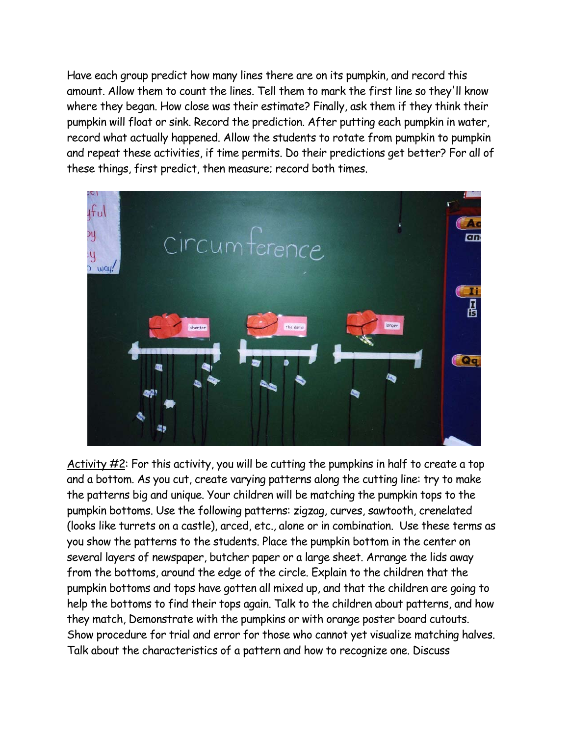Have each group predict how many lines there are on its pumpkin, and record this amount. Allow them to count the lines. Tell them to mark the first line so they'll know where they began. How close was their estimate? Finally, ask them if they think their pumpkin will float or sink. Record the prediction. After putting each pumpkin in water, record what actually happened. Allow the students to rotate from pumpkin to pumpkin and repeat these activities, if time permits. Do their predictions get better? For all of these things, first predict, then measure; record both times.

<u>Activity #2</u>: For this activity, you will be cutting the pumpkins in half to create a top and a bottom. As you cut, create varying patterns along the cutting line: try to make the patterns big and unique. Your children will be matching the pumpkin tops to the pumpkin bottoms. Use the following patterns: zigzag, curves, sawtooth, crenelated (looks like turrets on a castle), arced, etc., alone or in combination. Use these terms as you show the patterns to the students. Place the pumpkin bottom in the center on several layers of newspaper, butcher paper or a large sheet. Arrange the lids away from the bottoms, around the edge of the circle. Explain to the children that the pumpkin bottoms and tops have gotten all mixed up, and that the children are going to help the bottoms to find their tops again. Talk to the children about patterns, and how they match, Demonstrate with the pumpkins or with orange poster board cutouts. Show procedure for trial and error for those who cannot yet visualize matching halves. Talk about the characteristics of a pattern and how to recognize one. Discuss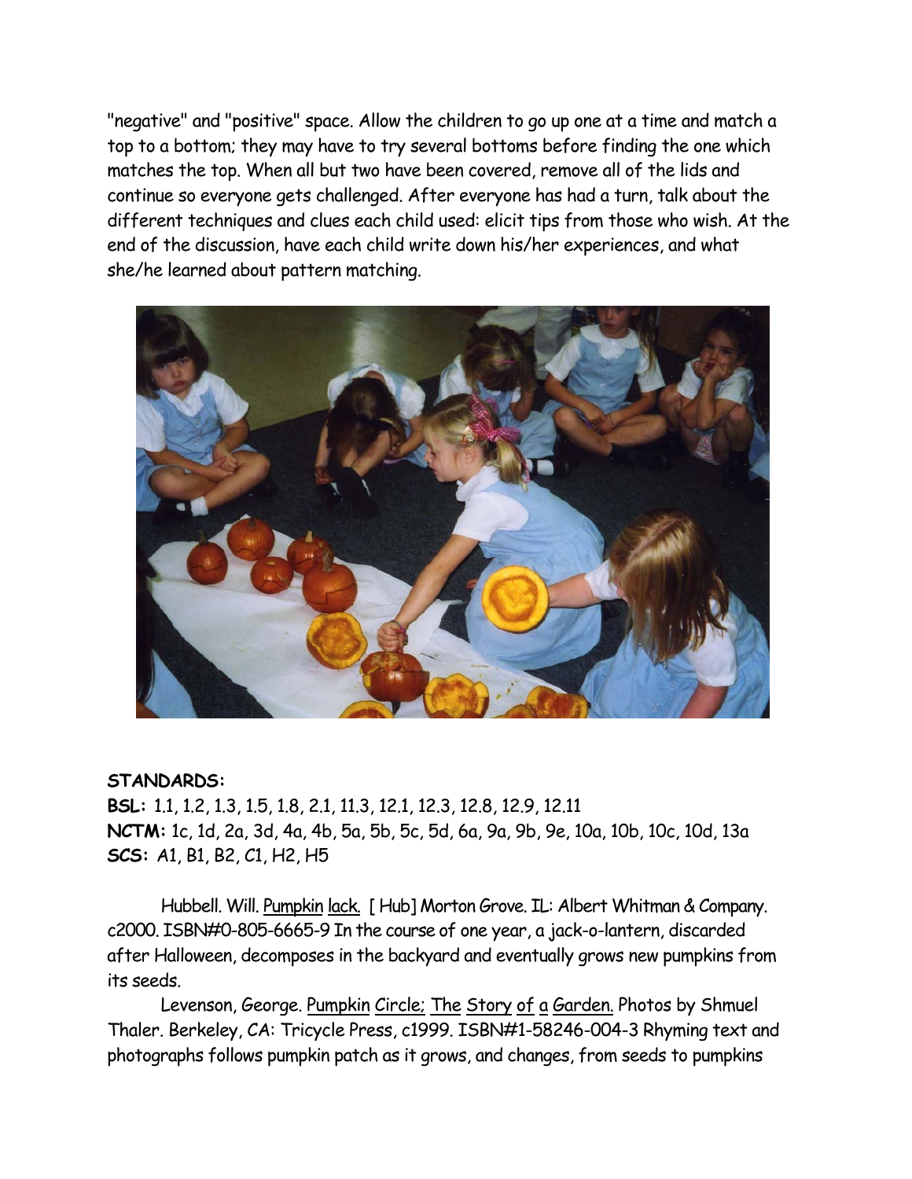"negative" and "positive" space. Allow the children to go up one at a time and match a top to a bottom; they may have to try several bottoms before finding the one which matches the top. When all but two have been covered, remove all of the lids and continue so everyone gets challenged. After everyone has had a turn, talk about the different techniques and clues each child used: elicit tips from those who wish. At the end of the discussion, have each child write down his/her experiences, and what she/he learned about pattern matching.

**STANDARDS:**
**BSL:** 1.1, 1.2, 1.3, 1.5, 1.8, 2.1, 11.3, 12.1, 12.3, 12.8, 12.9, 12.11
**NCTM:** 1c, 1d, 2a, 3d, 4a, 4b, 5a, 5b, 5c, 5d, 6a, 9a, 9b, 9e, 10a, 10b, 10c, 10d, 13a
**SCS:** A1, B1, B2, C1, H2, H5

Hubbell. Will. Pumpkin lack. [ Hub] Morton Grove. IL: Albert Whitman & Company. c2000. ISBN#0-805-6665-9 In the course of one year, a jack-o-lantern, discarded after Halloween, decomposes in the backyard and eventually grows new pumpkins from its seeds.

Levenson, George. Pumpkin Circle; The Story of a Garden. Photos by Shmuel Thaler. Berkeley, CA: Tricycle Press, c1999. ISBN#1-58246-004-3 Rhyming text and photographs follows pumpkin patch as it grows, and changes, from seeds to pumpkins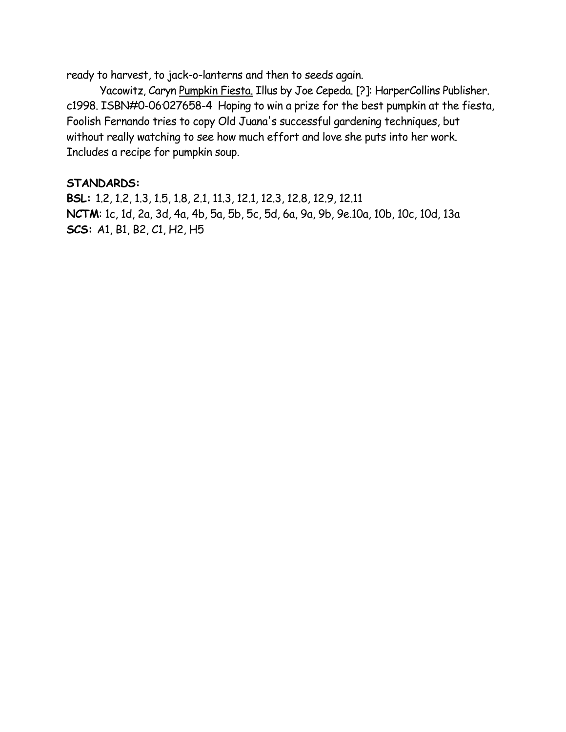ready to harvest, to jack-o-lanterns and then to seeds again.

Yacowitz, Caryn <u>Pumpkin Fiesta.</u> Illus by Joe Cepeda. [?]: HarperCollins Publisher. c1998. ISBN#0-06.027658-4 Hoping to win a prize for the best pumpkin at the fiesta, Foolish Fernando tries to copy Old Juana's successful gardening techniques, but without really watching to see how much effort and love she puts into her work. Includes a recipe for pumpkin soup.

**STANDARDS:**

**BSL:** 1.2, 1.2, 1.3, 1.5, 1.8, 2.1, 11.3, 12.1, 12.3, 12.8, 12.9, 12.11
**NCTM**: 1c, 1d, 2a, 3d, 4a, 4b, 5a, 5b, 5c, 5d, 6a, 9a, 9b, 9e.10a, 10b, 10c, 10d, 13a
**SCS:** A1, B1, B2, C1, H2, H5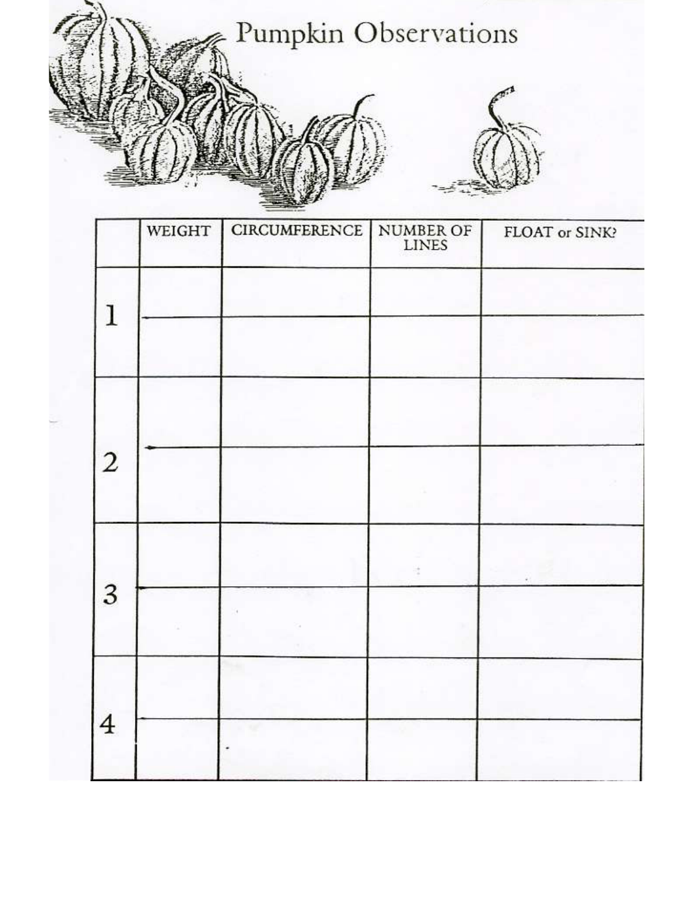# Pumpkin Observations

| | WEIGHT | CIRCUMFERENCE | NUMBER OF LINES | FLOAT or SINK? |
|---|---|---|---|---|
| 1 | | | | |
| | | | | |
| 2 | | | | |
| | | | | |
| 3 | | | | |
| | | | | |
| 4 | | | | |
| | | | | |